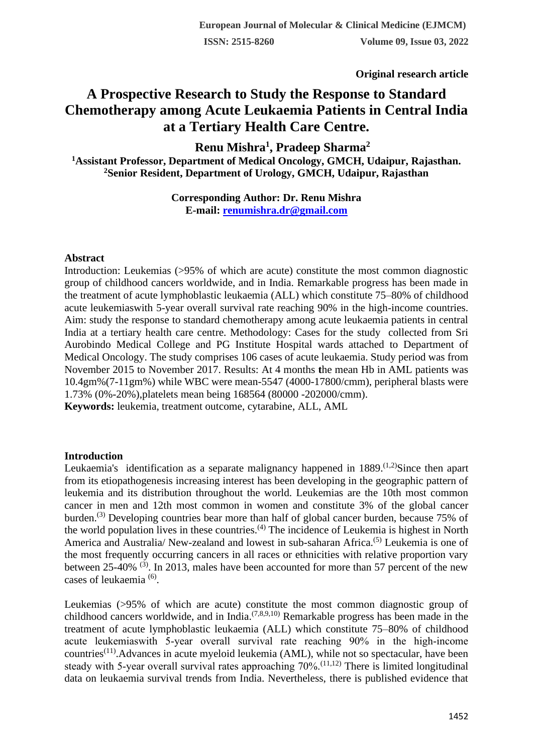**Original research article**

# A Prospective Research to Study the Response to Standard Chemotherapy among Acute Leukaemia Patients in Central India at a Tertiary Health Care Centre.

**Renu Mishra[1], Pradeep Sharma[2]**

**[1]Assistant Professor, Department of Medical Oncology, GMCH, Udaipur, Rajasthan.**
**[2]Senior Resident, Department of Urology, GMCH, Udaipur, Rajasthan**

**Corresponding Author: Dr. Renu Mishra**
**E-mail: renumishra.dr@gmail.com**

## Abstract

Introduction: Leukemias (>95% of which are acute) constitute the most common diagnostic group of childhood cancers worldwide, and in India. Remarkable progress has been made in the treatment of acute lymphoblastic leukaemia (ALL) which constitute 75–80% of childhood acute leukemiaswith 5-year overall survival rate reaching 90% in the high-income countries. Aim: study the response to standard chemotherapy among acute leukaemia patients in central India at a tertiary health care centre. Methodology: Cases for the study collected from Sri Aurobindo Medical College and PG Institute Hospital wards attached to Department of Medical Oncology. The study comprises 106 cases of acute leukaemia. Study period was from November 2015 to November 2017. Results: At 4 months the mean Hb in AML patients was 10.4gm%(7-11gm%) while WBC were mean-5547 (4000-17800/cmm), peripheral blasts were 1.73% (0%-20%),platelets mean being 168564 (80000 -202000/cmm).

**Keywords:** leukemia, treatment outcome, cytarabine, ALL, AML

## Introduction

Leukaemia's identification as a separate malignancy happened in 1889.[1,2]Since then apart from its etiopathogenesis increasing interest has been developing in the geographic pattern of leukemia and its distribution throughout the world. Leukemias are the 10th most common cancer in men and 12th most common in women and constitute 3% of the global cancer burden.[3] Developing countries bear more than half of global cancer burden, because 75% of the world population lives in these countries.[4] The incidence of Leukemia is highest in North America and Australia/ New-zealand and lowest in sub-saharan Africa.[5] Leukemia is one of the most frequently occurring cancers in all races or ethnicities with relative proportion vary between 25-40% [3]. In 2013, males have been accounted for more than 57 percent of the new cases of leukaemia [6].

Leukemias (>95% of which are acute) constitute the most common diagnostic group of childhood cancers worldwide, and in India.[7,8,9,10] Remarkable progress has been made in the treatment of acute lymphoblastic leukaemia (ALL) which constitute 75–80% of childhood acute leukemiaswith 5-year overall survival rate reaching 90% in the high-income countries[11].Advances in acute myeloid leukemia (AML), while not so spectacular, have been steady with 5-year overall survival rates approaching 70%.[11,12] There is limited longitudinal data on leukaemia survival trends from India. Nevertheless, there is published evidence that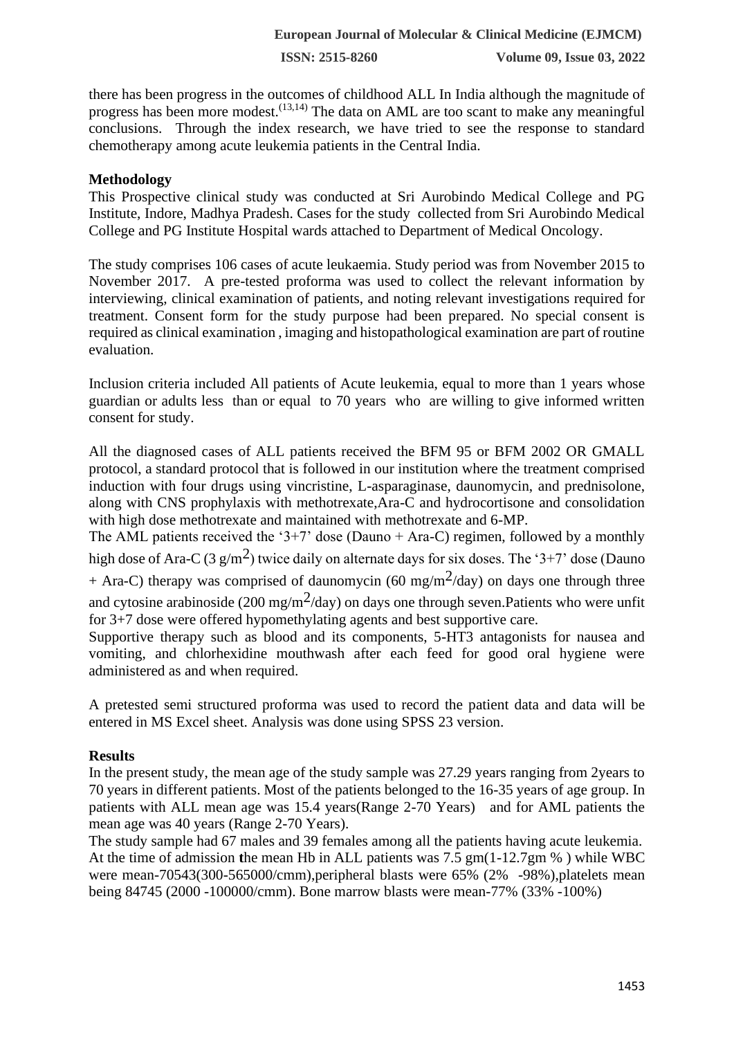there has been progress in the outcomes of childhood ALL In India although the magnitude of progress has been more modest.[13,14] The data on AML are too scant to make any meaningful conclusions. Through the index research, we have tried to see the response to standard chemotherapy among acute leukemia patients in the Central India.

## Methodology

This Prospective clinical study was conducted at Sri Aurobindo Medical College and PG Institute, Indore, Madhya Pradesh. Cases for the study collected from Sri Aurobindo Medical College and PG Institute Hospital wards attached to Department of Medical Oncology.

The study comprises 106 cases of acute leukaemia. Study period was from November 2015 to November 2017. A pre-tested proforma was used to collect the relevant information by interviewing, clinical examination of patients, and noting relevant investigations required for treatment. Consent form for the study purpose had been prepared. No special consent is required as clinical examination , imaging and histopathological examination are part of routine evaluation.

Inclusion criteria included All patients of Acute leukemia, equal to more than 1 years whose guardian or adults less than or equal to 70 years who are willing to give informed written consent for study.

All the diagnosed cases of ALL patients received the BFM 95 or BFM 2002 OR GMALL protocol, a standard protocol that is followed in our institution where the treatment comprised induction with four drugs using vincristine, L-asparaginase, daunomycin, and prednisolone, along with CNS prophylaxis with methotrexate,Ara-C and hydrocortisone and consolidation with high dose methotrexate and maintained with methotrexate and 6-MP.
The AML patients received the '3+7' dose (Dauno + Ara-C) regimen, followed by a monthly high dose of Ara-C (3 g/m$^2$) twice daily on alternate days for six doses. The '3+7' dose (Dauno + Ara-C) therapy was comprised of daunomycin (60 mg/m$^2$/day) on days one through three and cytosine arabinoside (200 mg/m$^2$/day) on days one through seven.Patients who were unfit for 3+7 dose were offered hypomethylating agents and best supportive care.
Supportive therapy such as blood and its components, 5-HT3 antagonists for nausea and vomiting, and chlorhexidine mouthwash after each feed for good oral hygiene were administered as and when required.

A pretested semi structured proforma was used to record the patient data and data will be entered in MS Excel sheet. Analysis was done using SPSS 23 version.

## Results

In the present study, the mean age of the study sample was 27.29 years ranging from 2years to 70 years in different patients. Most of the patients belonged to the 16-35 years of age group. In patients with ALL mean age was 15.4 years(Range 2-70 Years) and for AML patients the mean age was 40 years (Range 2-70 Years).
The study sample had 67 males and 39 females among all the patients having acute leukemia.
At the time of admission the mean Hb in ALL patients was 7.5 gm(1-12.7gm % ) while WBC were mean-70543(300-565000/cmm),peripheral blasts were 65% (2% -98%),platelets mean being 84745 (2000 -100000/cmm). Bone marrow blasts were mean-77% (33% -100%)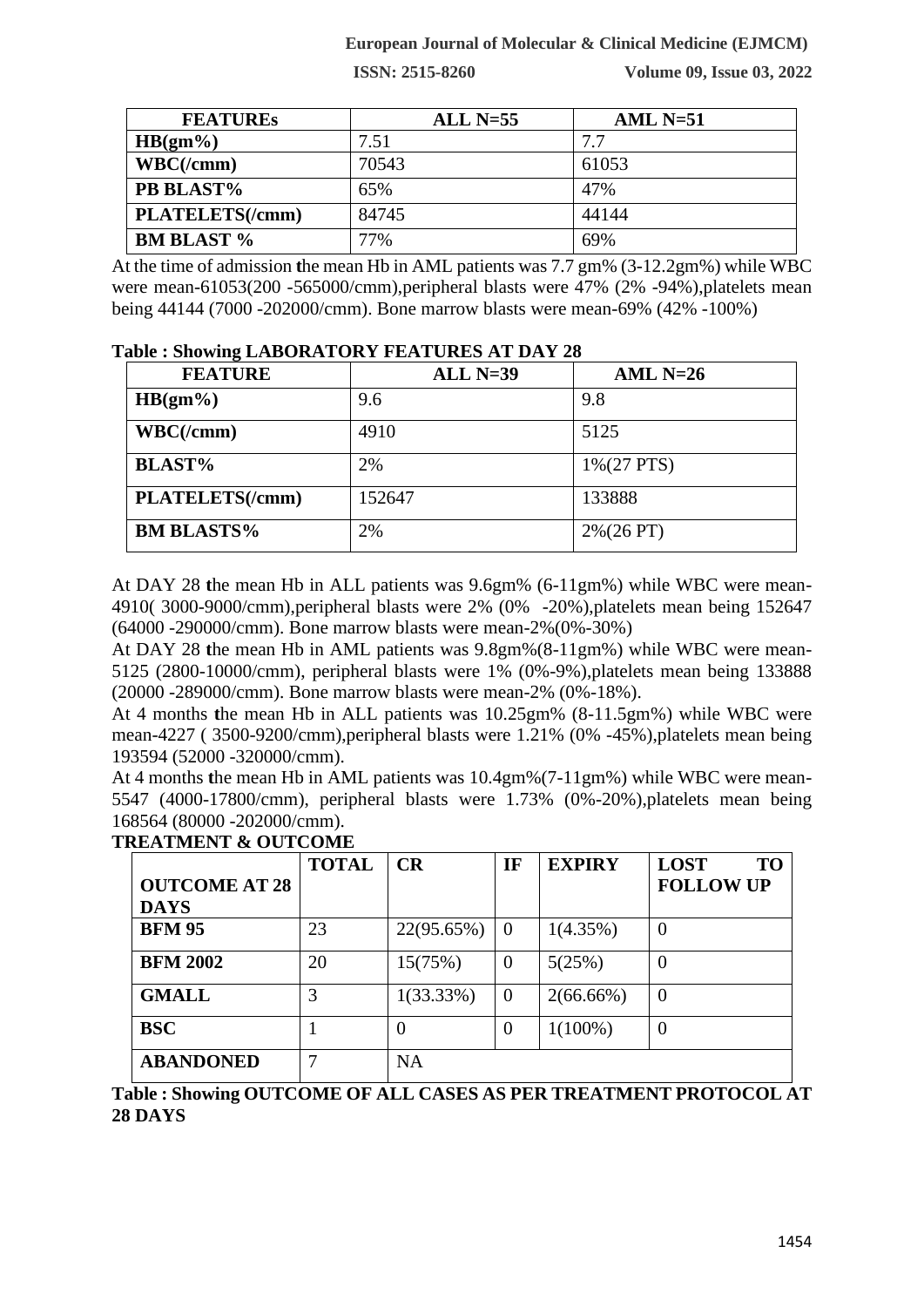| FEATUREs | ALL N=55 | AML N=51 |
|---|---|---|
| HB(gm%) | 7.51 | 7.7 |
| WBC(/cmm) | 70543 | 61053 |
| PB BLAST% | 65% | 47% |
| PLATELETS(/cmm) | 84745 | 44144 |
| BM BLAST % | 77% | 69% |

At the time of admission the mean Hb in AML patients was 7.7 gm% (3-12.2gm%) while WBC were mean-61053(200 -565000/cmm),peripheral blasts were 47% (2% -94%),platelets mean being 44144 (7000 -202000/cmm). Bone marrow blasts were mean-69% (42% -100%)

**Table : Showing LABORATORY FEATURES AT DAY 28**

| FEATURE | ALL N=39 | AML N=26 |
|---|---|---|
| HB(gm%) | 9.6 | 9.8 |
| WBC(/cmm) | 4910 | 5125 |
| BLAST% | 2% | 1%(27 PTS) |
| PLATELETS(/cmm) | 152647 | 133888 |
| BM BLASTS% | 2% | 2%(26 PT) |

At DAY 28 the mean Hb in ALL patients was 9.6gm% (6-11gm%) while WBC were mean-4910( 3000-9000/cmm),peripheral blasts were 2% (0% -20%),platelets mean being 152647 (64000 -290000/cmm). Bone marrow blasts were mean-2%(0%-30%)

At DAY 28 the mean Hb in AML patients was 9.8gm%(8-11gm%) while WBC were mean-5125 (2800-10000/cmm), peripheral blasts were 1% (0%-9%),platelets mean being 133888 (20000 -289000/cmm). Bone marrow blasts were mean-2% (0%-18%).

At 4 months the mean Hb in ALL patients was 10.25gm% (8-11.5gm%) while WBC were mean-4227 ( 3500-9200/cmm),peripheral blasts were 1.21% (0% -45%),platelets mean being 193594 (52000 -320000/cmm).

At 4 months the mean Hb in AML patients was 10.4gm%(7-11gm%) while WBC were mean-5547 (4000-17800/cmm), peripheral blasts were 1.73% (0%-20%),platelets mean being 168564 (80000 -202000/cmm).

**TREATMENT & OUTCOME**

| OUTCOME AT 28 DAYS | TOTAL | CR | IF | EXPIRY | LOST TO FOLLOW UP |
|---|---|---|---|---|---|
| BFM 95 | 23 | 22(95.65%) | 0 | 1(4.35%) | 0 |
| BFM 2002 | 20 | 15(75%) | 0 | 5(25%) | 0 |
| GMALL | 3 | 1(33.33%) | 0 | 2(66.66%) | 0 |
| BSC | 1 | 0 | 0 | 1(100%) | 0 |
| ABANDONED | 7 | NA | | | |

**Table : Showing OUTCOME OF ALL CASES AS PER TREATMENT PROTOCOL AT 28 DAYS**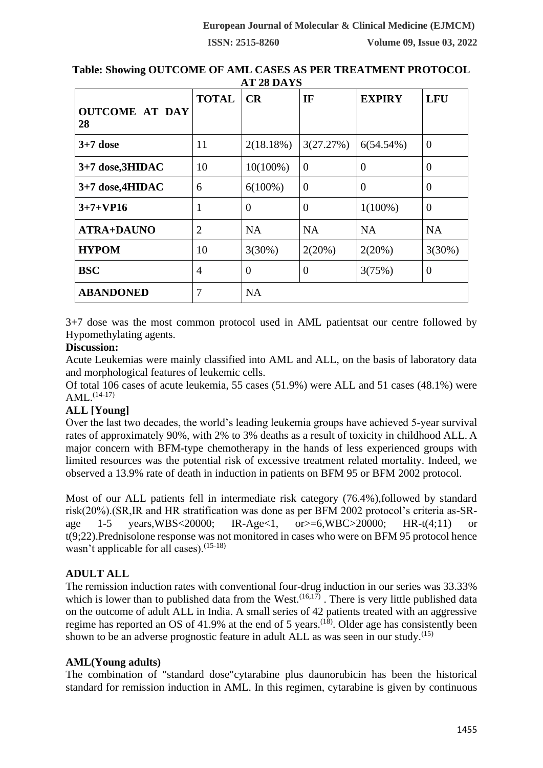**Table: Showing OUTCOME OF AML CASES AS PER TREATMENT PROTOCOL AT 28 DAYS**

| OUTCOME AT DAY 28 | TOTAL | CR | IF | EXPIRY | LFU |
|---|---|---|---|---|---|
| 3+7 dose | 11 | 2(18.18%) | 3(27.27%) | 6(54.54%) | 0 |
| 3+7 dose,3HIDAC | 10 | 10(100%) | 0 | 0 | 0 |
| 3+7 dose,4HIDAC | 6 | 6(100%) | 0 | 0 | 0 |
| 3+7+VP16 | 1 | 0 | 0 | 1(100%) | 0 |
| ATRA+DAUNO | 2 | NA | NA | NA | NA |
| HYPOM | 10 | 3(30%) | 2(20%) | 2(20%) | 3(30%) |
| BSC | 4 | 0 | 0 | 3(75%) | 0 |
| ABANDONED | 7 | NA | | | |

3+7 dose was the most common protocol used in AML patientsat our centre followed by Hypomethylating agents.

**Discussion:**

Acute Leukemias were mainly classified into AML and ALL, on the basis of laboratory data and morphological features of leukemic cells.

Of total 106 cases of acute leukemia, 55 cases (51.9%) were ALL and 51 cases (48.1%) were AML.[14-17]

**ALL [Young]**

Over the last two decades, the world's leading leukemia groups have achieved 5-year survival rates of approximately 90%, with 2% to 3% deaths as a result of toxicity in childhood ALL. A major concern with BFM-type chemotherapy in the hands of less experienced groups with limited resources was the potential risk of excessive treatment related mortality. Indeed, we observed a 13.9% rate of death in induction in patients on BFM 95 or BFM 2002 protocol.

Most of our ALL patients fell in intermediate risk category (76.4%),followed by standard risk(20%).(SR,IR and HR stratification was done as per BFM 2002 protocol's criteria as-SR-age 1-5 years,WBS<20000; IR-Age<1, or>=6,WBC>20000; HR-t(4;11) or t(9;22).Prednisolone response was not monitored in cases who were on BFM 95 protocol hence wasn't applicable for all cases).[15-18]

**ADULT ALL**

The remission induction rates with conventional four-drug induction in our series was 33.33% which is lower than to published data from the West.[16,17] . There is very little published data on the outcome of adult ALL in India. A small series of 42 patients treated with an aggressive regime has reported an OS of 41.9% at the end of 5 years.[18]. Older age has consistently been shown to be an adverse prognostic feature in adult ALL as was seen in our study.[15]

**AML(Young adults)**

The combination of "standard dose"cytarabine plus daunorubicin has been the historical standard for remission induction in AML. In this regimen, cytarabine is given by continuous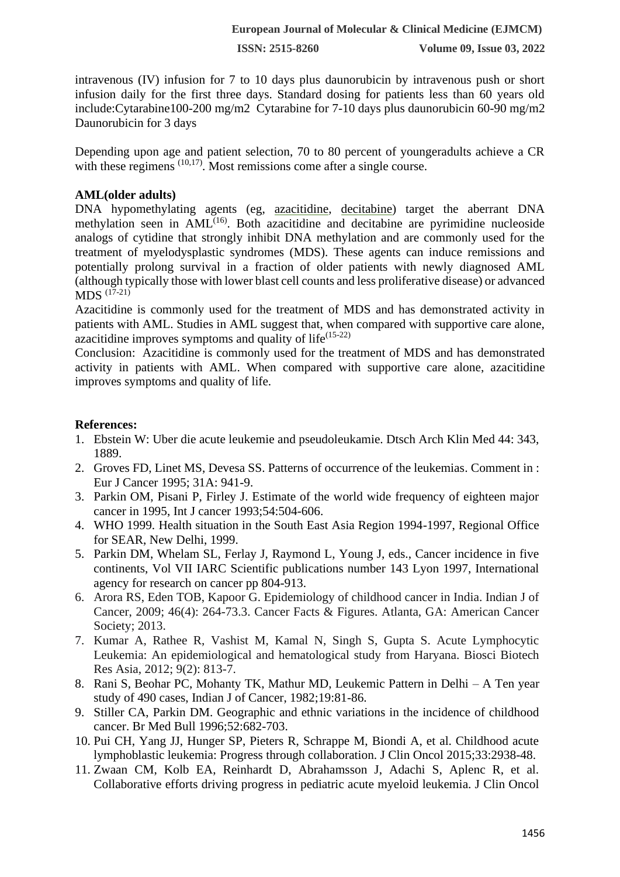intravenous (IV) infusion for 7 to 10 days plus daunorubicin by intravenous push or short infusion daily for the first three days. Standard dosing for patients less than 60 years old include:Cytarabine100-200 mg/m2 Cytarabine for 7-10 days plus daunorubicin 60-90 mg/m2 Daunorubicin for 3 days

Depending upon age and patient selection, 70 to 80 percent of youngeradults achieve a CR with these regimens [10,17]. Most remissions come after a single course.

**AML(older adults)**

DNA hypomethylating agents (eg, azacitidine, decitabine) target the aberrant DNA methylation seen in AML[16]. Both azacitidine and decitabine are pyrimidine nucleoside analogs of cytidine that strongly inhibit DNA methylation and are commonly used for the treatment of myelodysplastic syndromes (MDS). These agents can induce remissions and potentially prolong survival in a fraction of older patients with newly diagnosed AML (although typically those with lower blast cell counts and less proliferative disease) or advanced MDS [17-21]

Azacitidine is commonly used for the treatment of MDS and has demonstrated activity in patients with AML. Studies in AML suggest that, when compared with supportive care alone, azacitidine improves symptoms and quality of life[15-22]

Conclusion: Azacitidine is commonly used for the treatment of MDS and has demonstrated activity in patients with AML. When compared with supportive care alone, azacitidine improves symptoms and quality of life.

**References:**

1. Ebstein W: Uber die acute leukemie and pseudoleukamie. Dtsch Arch Klin Med 44: 343, 1889.
2. Groves FD, Linet MS, Devesa SS. Patterns of occurrence of the leukemias. Comment in : Eur J Cancer 1995; 31A: 941-9.
3. Parkin OM, Pisani P, Firley J. Estimate of the world wide frequency of eighteen major cancer in 1995, Int J cancer 1993;54:504-606.
4. WHO 1999. Health situation in the South East Asia Region 1994-1997, Regional Office for SEAR, New Delhi, 1999.
5. Parkin DM, Whelam SL, Ferlay J, Raymond L, Young J, eds., Cancer incidence in five continents, Vol VII IARC Scientific publications number 143 Lyon 1997, International agency for research on cancer pp 804-913.
6. Arora RS, Eden TOB, Kapoor G. Epidemiology of childhood cancer in India. Indian J of Cancer, 2009; 46(4): 264-73.3. Cancer Facts & Figures. Atlanta, GA: American Cancer Society; 2013.
7. Kumar A, Rathee R, Vashist M, Kamal N, Singh S, Gupta S. Acute Lymphocytic Leukemia: An epidemiological and hematological study from Haryana. Biosci Biotech Res Asia, 2012; 9(2): 813-7.
8. Rani S, Beohar PC, Mohanty TK, Mathur MD, Leukemic Pattern in Delhi – A Ten year study of 490 cases, Indian J of Cancer, 1982;19:81-86.
9. Stiller CA, Parkin DM. Geographic and ethnic variations in the incidence of childhood cancer. Br Med Bull 1996;52:682-703.
10. Pui CH, Yang JJ, Hunger SP, Pieters R, Schrappe M, Biondi A, et al. Childhood acute lymphoblastic leukemia: Progress through collaboration. J Clin Oncol 2015;33:2938-48.
11. Zwaan CM, Kolb EA, Reinhardt D, Abrahamsson J, Adachi S, Aplenc R, et al. Collaborative efforts driving progress in pediatric acute myeloid leukemia. J Clin Oncol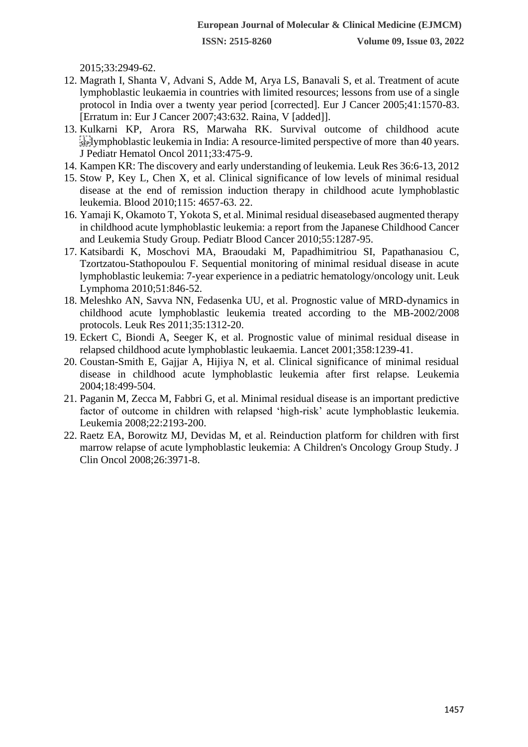2015;33:2949-62.

12. Magrath I, Shanta V, Advani S, Adde M, Arya LS, Banavali S, et al. Treatment of acute lymphoblastic leukaemia in countries with limited resources; lessons from use of a single protocol in India over a twenty year period [corrected]. Eur J Cancer 2005;41:1570-83. [Erratum in: Eur J Cancer 2007;43:632. Raina, V [added]].
13. Kulkarni KP, Arora RS, Marwaha RK. Survival outcome of childhood acute lymphoblastic leukemia in India: A resource-limited perspective of more than 40 years. J Pediatr Hematol Oncol 2011;33:475-9.
14. Kampen KR: The discovery and early understanding of leukemia. Leuk Res 36:6-13, 2012
15. Stow P, Key L, Chen X, et al. Clinical significance of low levels of minimal residual disease at the end of remission induction therapy in childhood acute lymphoblastic leukemia. Blood 2010;115: 4657-63. 22.
16. Yamaji K, Okamoto T, Yokota S, et al. Minimal residual diseasebased augmented therapy in childhood acute lymphoblastic leukemia: a report from the Japanese Childhood Cancer and Leukemia Study Group. Pediatr Blood Cancer 2010;55:1287-95.
17. Katsibardi K, Moschovi MA, Braoudaki M, Papadhimitriou SI, Papathanasiou C, Tzortzatou-Stathopoulou F. Sequential monitoring of minimal residual disease in acute lymphoblastic leukemia: 7-year experience in a pediatric hematology/oncology unit. Leuk Lymphoma 2010;51:846-52.
18. Meleshko AN, Savva NN, Fedasenka UU, et al. Prognostic value of MRD-dynamics in childhood acute lymphoblastic leukemia treated according to the MB-2002/2008 protocols. Leuk Res 2011;35:1312-20.
19. Eckert C, Biondi A, Seeger K, et al. Prognostic value of minimal residual disease in relapsed childhood acute lymphoblastic leukaemia. Lancet 2001;358:1239-41.
20. Coustan-Smith E, Gajjar A, Hijiya N, et al. Clinical significance of minimal residual disease in childhood acute lymphoblastic leukemia after first relapse. Leukemia 2004;18:499-504.
21. Paganin M, Zecca M, Fabbri G, et al. Minimal residual disease is an important predictive factor of outcome in children with relapsed 'high-risk' acute lymphoblastic leukemia. Leukemia 2008;22:2193-200.
22. Raetz EA, Borowitz MJ, Devidas M, et al. Reinduction platform for children with first marrow relapse of acute lymphoblastic leukemia: A Children's Oncology Group Study. J Clin Oncol 2008;26:3971-8.